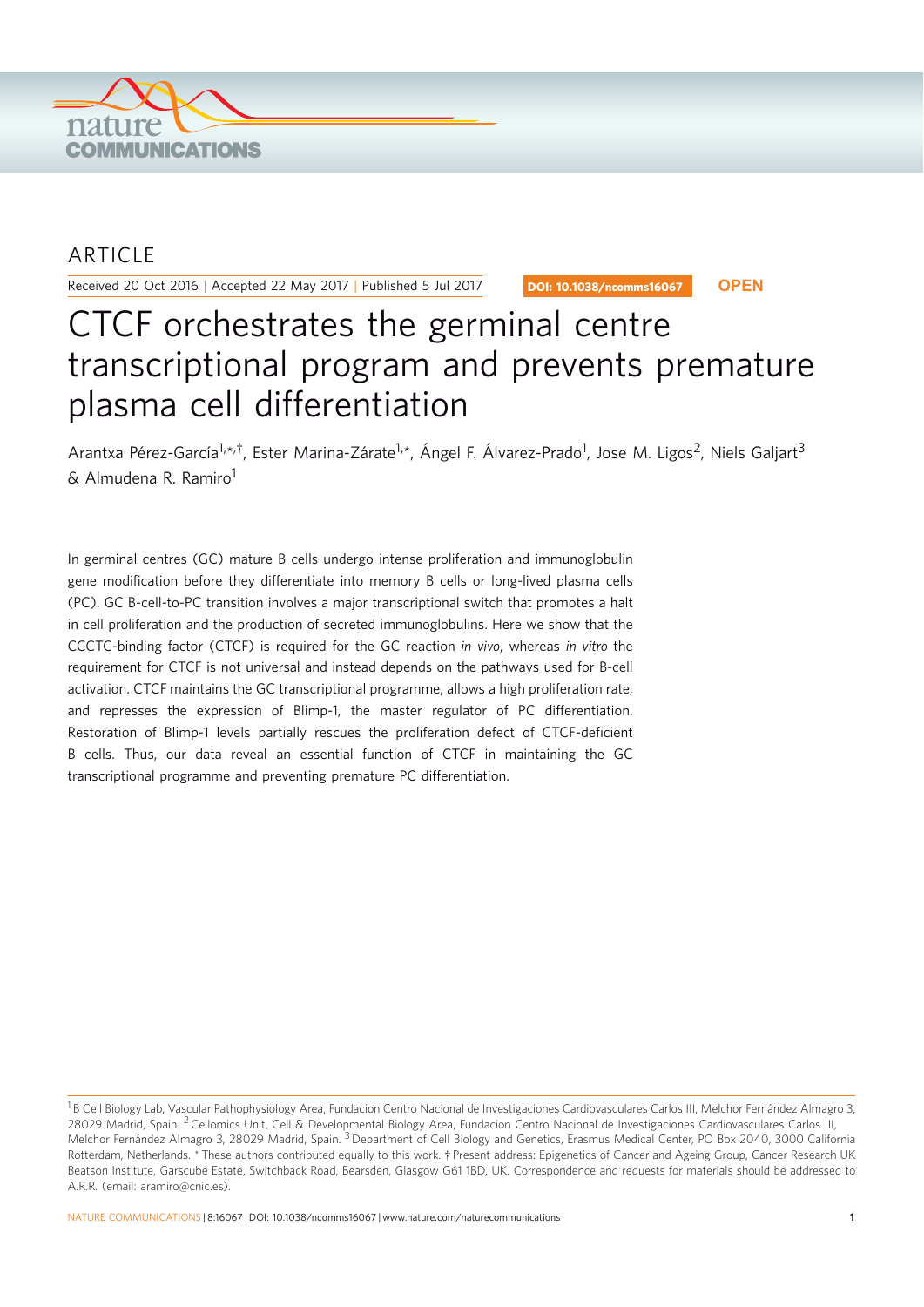ARTICLE

Received 20 Oct 2016 | Accepted 22 May 2017 | Published 5 Jul 2017

DOI: 10.1038/ncomms16067 **OPEN**

# CTCF orchestrates the germinal centre transcriptional program and prevents premature plasma cell differentiation

Arantxa Pérez-García[1,*,†], Ester Marina-Zárate[1,*], Ángel F. Álvarez-Prado[1], Jose M. Ligos[2], Niels Galjart[3] & Almudena R. Ramiro[1]

In germinal centres (GC) mature B cells undergo intense proliferation and immunoglobulin gene modification before they differentiate into memory B cells or long-lived plasma cells (PC). GC B-cell-to-PC transition involves a major transcriptional switch that promotes a halt in cell proliferation and the production of secreted immunoglobulins. Here we show that the CCCTC-binding factor (CTCF) is required for the GC reaction *in vivo*, whereas *in vitro* the requirement for CTCF is not universal and instead depends on the pathways used for B-cell activation. CTCF maintains the GC transcriptional programme, allows a high proliferation rate, and represses the expression of Blimp-1, the master regulator of PC differentiation. Restoration of Blimp-1 levels partially rescues the proliferation defect of CTCF-deficient B cells. Thus, our data reveal an essential function of CTCF in maintaining the GC transcriptional programme and preventing premature PC differentiation.

---

[1] B Cell Biology Lab, Vascular Pathophysiology Area, Fundacion Centro Nacional de Investigaciones Cardiovasculares Carlos III, Melchor Fernández Almagro 3, 28029 Madrid, Spain. [2] Cellomics Unit, Cell & Developmental Biology Area, Fundacion Centro Nacional de Investigaciones Cardiovasculares Carlos III, Melchor Fernández Almagro 3, 28029 Madrid, Spain. [3] Department of Cell Biology and Genetics, Erasmus Medical Center, PO Box 2040, 3000 California Rotterdam, Netherlands. * These authors contributed equally to this work. † Present address: Epigenetics of Cancer and Ageing Group, Cancer Research UK Beatson Institute, Garscube Estate, Switchback Road, Bearsden, Glasgow G61 1BD, UK. Correspondence and requests for materials should be addressed to A.R.R. (email: aramiro@cnic.es).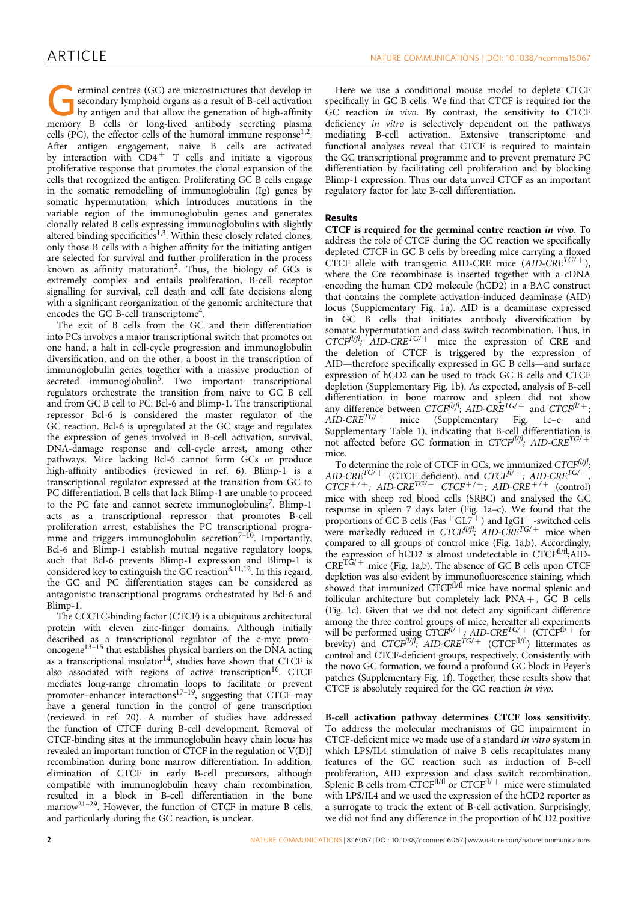Germinal centres (GC) are microstructures that develop in secondary lymphoid organs as a result of B-cell activation by antigen and that allow the generation of high-affinity memory B cells or long-lived antibody secreting plasma cells (PC), the effector cells of the humoral immune response[1,2]. After antigen engagement, naive B cells are activated by interaction with $CD4^+$ T cells and initiate a vigorous proliferative response that promotes the clonal expansion of the cells that recognized the antigen. Proliferating GC B cells engage in the somatic remodelling of immunoglobulin (Ig) genes by somatic hypermutation, which introduces mutations in the variable region of the immunoglobulin genes and generates clonally related B cells expressing immunoglobulins with slightly altered binding specificities[1,3]. Within these closely related clones, only those B cells with a higher affinity for the initiating antigen are selected for survival and further proliferation in the process known as affinity maturation[2]. Thus, the biology of GCs is extremely complex and entails proliferation, B-cell receptor signalling for survival, cell death and cell fate decisions along with a significant reorganization of the genomic architecture that encodes the GC B-cell transcriptome[4].

The exit of B cells from the GC and their differentiation into PCs involves a major transcriptional switch that promotes on one hand, a halt in cell-cycle progression and immunoglobulin diversification, and on the other, a boost in the transcription of immunoglobulin genes together with a massive production of secreted immunoglobulin[5]. Two important transcriptional regulators orchestrate the transition from naive to GC B cell and from GC B cell to PC: Bcl-6 and Blimp-1. The transcriptional repressor Bcl-6 is considered the master regulator of the GC reaction. Bcl-6 is upregulated at the GC stage and regulates the expression of genes involved in B-cell activation, survival, DNA-damage response and cell-cycle arrest, among other pathways. Mice lacking Bcl-6 cannot form GCs or produce high-affinity antibodies (reviewed in ref. 6). Blimp-1 is a transcriptional regulator expressed at the transition from GC to PC differentiation. B cells that lack Blimp-1 are unable to proceed to the PC fate and cannot secrete immunoglobulins[7]. Blimp-1 acts as a transcriptional repressor that promotes B-cell proliferation arrest, establishes the PC transcriptional programme and triggers immunoglobulin secretion[7–10]. Importantly, Bcl-6 and Blimp-1 establish mutual negative regulatory loops, such that Bcl-6 prevents Blimp-1 expression and Blimp-1 is considered key to extinguish the GC reaction[8,11,12]. In this regard, the GC and PC differentiation stages can be considered as antagonistic transcriptional programs orchestrated by Bcl-6 and Blimp-1.

The CCCTC-binding factor (CTCF) is a ubiquitous architectural protein with eleven zinc-finger domains. Although initially described as a transcriptional regulator of the c-myc proto-oncogene[13–15] that establishes physical barriers on the DNA acting as a transcriptional insulator[14], studies have shown that CTCF is also associated with regions of active transcription[16]. CTCF mediates long-range chromatin loops to facilitate or prevent promoter–enhancer interactions[17–19], suggesting that CTCF may have a general function in the control of gene transcription (reviewed in ref. 20). A number of studies have addressed the function of CTCF during B-cell development. Removal of CTCF-binding sites at the immunoglobulin heavy chain locus has revealed an important function of CTCF in the regulation of V(D)J recombination during bone marrow differentiation. In addition, elimination of CTCF in early B-cell precursors, although compatible with immunoglobulin heavy chain recombination, resulted in a block in B-cell differentiation in the bone marrow[21–29]. However, the function of CTCF in mature B cells, and particularly during the GC reaction, is unclear.

Here we use a conditional mouse model to deplete CTCF specifically in GC B cells. We find that CTCF is required for the GC reaction *in vivo*. By contrast, the sensitivity to CTCF deficiency *in vitro* is selectively dependent on the pathways mediating B-cell activation. Extensive transcriptome and functional analyses reveal that CTCF is required to maintain the GC transcriptional programme and to prevent premature PC differentiation by facilitating cell proliferation and by blocking Blimp-1 expression. Thus our data unveil CTCF as an important regulatory factor for late B-cell differentiation.

## Results

**CTCF is required for the germinal centre reaction *in vivo*.** To address the role of CTCF during the GC reaction we specifically depleted CTCF in GC B cells by breeding mice carrying a floxed CTCF allele with transgenic AID-CRE mice (*AID-CRE$^{TG/+}$*), where the Cre recombinase is inserted together with a cDNA encoding the human CD2 molecule (hCD2) in a BAC construct that contains the complete activation-induced deaminase (AID) locus (Supplementary Fig. 1a). AID is a deaminase expressed in GC B cells that initiates antibody diversification by somatic hypermutation and class switch recombination. Thus, in *CTCF$^{fl/fl}$; AID-CRE$^{TG/+}$* mice the expression of CRE and the deletion of CTCF is triggered by the expression of AID—therefore specifically expressed in GC B cells—and surface expression of hCD2 can be used to track GC B cells and CTCF depletion (Supplementary Fig. 1b). As expected, analysis of B-cell differentiation in bone marrow and spleen did not show any difference between *CTCF$^{fl/fl}$; AID-CRE$^{TG/+}$* and *CTCF$^{fl/+}$; AID-CRE$^{TG/+}$* mice (Supplementary Fig. 1c–e and Supplementary Table 1), indicating that B-cell differentiation is not affected before GC formation in *CTCF$^{fl/fl}$; AID-CRE$^{TG/+}$* mice.

To determine the role of CTCF in GCs, we immunized *CTCF$^{fl/fl}$; AID-CRE$^{TG/+}$* (CTCF deficient), and *CTCF$^{fl/+}$; AID-CRE$^{TG/+}$*, *CTCF$^{+/+}$; AID-CRE$^{TG/+}$* *CTCF$^{+/+}$; AID-CRE$^{+/+}$* (control) mice with sheep red blood cells (SRBC) and analysed the GC response in spleen 7 days later (Fig. 1a–c). We found that the proportions of GC B cells ($Fas^+GL7^+$) and $IgG1^+$-switched cells were markedly reduced in *CTCF$^{fl/fl}$; AID-CRE$^{TG/+}$* mice when compared to all groups of control mice (Fig. 1a,b). Accordingly, the expression of hCD2 is almost undetectable in CTCF$^{fl/fl}$;AID-CRE$^{TG/+}$ mice (Fig. 1a,b). The absence of GC B cells upon CTCF depletion was also evident by immunofluorescence staining, which showed that immunized CTCF$^{fl/fl}$ mice have normal splenic and follicular architecture but completely lack PNA+, GC B cells (Fig. 1c). Given that we did not detect any significant difference among the three control groups of mice, hereafter all experiments will be performed using *CTCF$^{fl/+}$; AID-CRE$^{TG/+}$* (CTCF$^{fl/+}$ for brevity) and *CTCF$^{fl/fl}$; AID-CRE$^{TG/+}$* (CTCF$^{fl/fl}$) littermates as control and CTCF-deficient groups, respectively. Consistently with the novo GC formation, we found a profound GC block in Peyer's patches (Supplementary Fig. 1f). Together, these results show that CTCF is absolutely required for the GC reaction *in vivo*.

**B-cell activation pathway determines CTCF loss sensitivity.** To address the molecular mechanisms of GC impairment in CTCF-deficient mice we made use of a standard *in vitro* system in which LPS/IL4 stimulation of naive B cells recapitulates many features of the GC reaction such as induction of B-cell proliferation, AID expression and class switch recombination. Splenic B cells from CTCF$^{fl/fl}$ or CTCF$^{fl/+}$ mice were stimulated with LPS/IL4 and we used the expression of the hCD2 reporter as a surrogate to track the extent of B-cell activation. Surprisingly, we did not find any difference in the proportion of hCD2 positive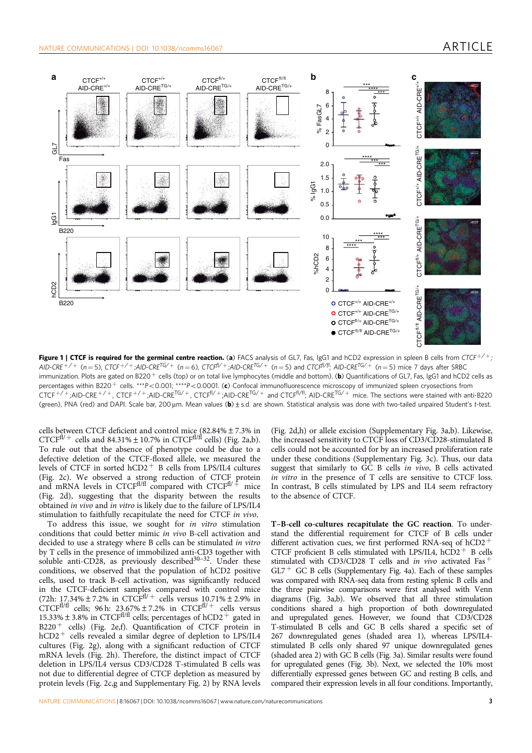**Figure 1 | CTCF is required for the germinal centre reaction.** (**a**) FACS analysis of GL7, Fas, IgG1 and hCD2 expression in spleen B cells from *CTCF*$^{+/+}$*;AID-CRE*$^{+/+}$ (*n* = 5), *CTCF*$^{+/+}$*;AID-CRE*$^{TG/+}$ (*n* = 6), *CTCF*$^{fl/+}$*;AID-CRE*$^{TG/+}$ (*n* = 5) and *CTCF*$^{fl/fl}$*; AID-CRE*$^{TG/+}$ (*n* = 5) mice 7 days after SRBC immunization. Plots are gated on B220$^+$ cells (top) or on total live lymphocytes (middle and bottom). (**b**) Quantifications of GL7, Fas, IgG1 and hCD2 cells as percentages within B220$^+$ cells. ***$P<0.001$; ****$P<0.0001$. (**c**) Confocal immunofluorescence microscopy of immunized spleen cryosections from CTCF$^{+/+}$;AID-CRE$^{+/+}$, CTCF$^{+/+}$;AID-CRE$^{TG/+}$, CTCF$^{fl/+}$;AID-CRE$^{TG/+}$ and CTCF$^{fl/fl}$; AID-CRE$^{TG/+}$ mice. The sections were stained with anti-B220 (green), PNA (red) and DAPI. Scale bar, 200 μm. Mean values (**b**) ± s.d. are shown. Statistical analysis was done with two-tailed unpaired Student's *t*-test.

cells between CTCF deficient and control mice (82.84% ± 7.3% in CTCF$^{fl/+}$ cells and 84.31% ± 10.7% in CTCF$^{fl/fl}$ cells) (Fig. 2a,b). To rule out that the absence of phenotype could be due to a defective deletion of the CTCF-floxed allele, we measured the levels of CTCF in sorted hCD2$^+$ B cells from LPS/IL4 cultures (Fig. 2c). We observed a strong reduction of CTCF protein and mRNA levels in CTCF$^{fl/fl}$ compared with CTCF$^{fl/+}$ mice (Fig. 2d), suggesting that the disparity between the results obtained *in vivo* and *in vitro* is likely due to the failure of LPS/IL4 stimulation to faithfully recapitulate the need for CTCF *in vivo*.

To address this issue, we sought for *in vitro* stimulation conditions that could better mimic *in vivo* B-cell activation and decided to use a strategy where B cells can be stimulated *in vitro* by T cells in the presence of immobilized anti-CD3 together with soluble anti-CD28, as previously described[30–32]. Under these conditions, we observed that the population of hCD2 positive cells, used to track B-cell activation, was significantly reduced in the CTCF-deficient samples compared with control mice (72h: 17.34% ± 7.2% in CTCF$^{fl/+}$ cells versus 10.71% ± 2.9% in CTCF$^{fl/fl}$ cells; 96 h: 23.67% ± 7.2% in CTCF$^{fl/+}$ cells versus 15.33% ± 3.8% in CTCF$^{fl/fl}$ cells; percentages of hCD2$^+$ gated in B220$^+$ cells) (Fig. 2e,f). Quantification of CTCF protein in hCD2$^+$ cells revealed a similar degree of depletion to LPS/IL4 cultures (Fig. 2g), along with a significant reduction of CTCF mRNA levels (Fig. 2h). Therefore, the distinct impact of CTCF deletion in LPS/IL4 versus CD3/CD28 T-stimulated B cells was not due to differential degree of CTCF depletion as measured by protein levels (Fig. 2c,g and Supplementary Fig. 2) by RNA levels (Fig. 2d,h) or allele excision (Supplementary Fig. 3a,b). Likewise, the increased sensitivity to CTCF loss of CD3/CD28-stimulated B cells could not be accounted for by an increased proliferation rate under these conditions (Supplementary Fig. 3c). Thus, our data suggest that similarly to GC B cells *in vivo*, B cells activated *in vitro* in the presence of T cells are sensitive to CTCF loss. In contrast, B cells stimulated by LPS and IL4 seem refractory to the absence of CTCF.

**T–B-cell co-cultures recapitulate the GC reaction**. To understand the differential requirement for CTCF of B cells under different activation cues, we first performed RNA-seq of hCD2$^+$ CTCF proficient B cells stimulated with LPS/IL4, hCD2$^+$ B cells stimulated with CD3/CD28 T cells and *in vivo* activated Fas$^+$ GL7$^+$ GC B cells (Supplementary Fig. 4a). Each of these samples was compared with RNA-seq data from resting splenic B cells and the three pairwise comparisons were first analysed with Venn diagrams (Fig. 3a,b). We observed that all three stimulation conditions shared a high proportion of both downregulated and upregulated genes. However, we found that CD3/CD28 T-stimulated B cells and GC B cells shared a specific set of 267 downregulated genes (shaded area 1), whereas LPS/IL4-stimulated B cells only shared 97 unique downregulated genes (shaded area 2) with GC B cells (Fig. 3a). Similar results were found for upregulated genes (Fig. 3b). Next, we selected the 10% most differentially expressed genes between GC and resting B cells, and compared their expression levels in all four conditions. Importantly,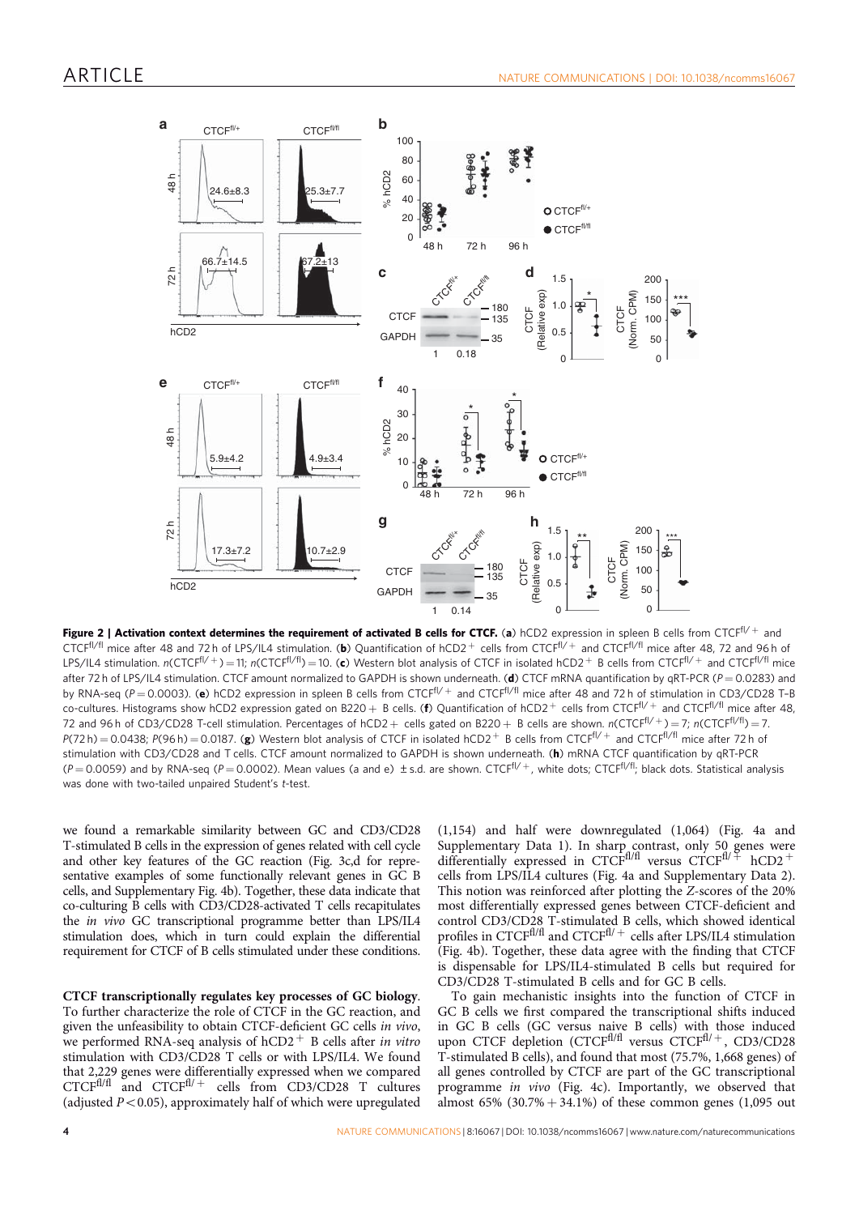**Figure 2 | Activation context determines the requirement of activated B cells for CTCF.** (**a**) hCD2 expression in spleen B cells from CTCF$^{fl/+}$ and CTCF$^{fl/fl}$ mice after 48 and 72 h of LPS/IL4 stimulation. (**b**) Quantification of hCD2+ cells from CTCF$^{fl/+}$ and CTCF$^{fl/fl}$ mice after 48, 72 and 96 h of LPS/IL4 stimulation. $n$(CTCF$^{fl/+}$) = 11; $n$(CTCF$^{fl/fl}$) = 10. (**c**) Western blot analysis of CTCF in isolated hCD2+ B cells from CTCF$^{fl/+}$ and CTCF$^{fl/fl}$ mice after 72 h of LPS/IL4 stimulation. CTCF amount normalized to GAPDH is shown underneath. (**d**) CTCF mRNA quantification by qRT-PCR ($P$ = 0.0283) and by RNA-seq ($P$ = 0.0003). (**e**) hCD2 expression in spleen B cells from CTCF$^{fl/+}$ and CTCF$^{fl/fl}$ mice after 48 and 72 h of stimulation in CD3/CD28 T–B co-cultures. Histograms show hCD2 expression gated on B220+ B cells. (**f**) Quantification of hCD2+ cells from CTCF$^{fl/+}$ and CTCF$^{fl/fl}$ mice after 48, 72 and 96 h of CD3/CD28 T-cell stimulation. Percentages of hCD2+ cells gated on B220+ B cells are shown. $n$(CTCF$^{fl/+}$) = 7; $n$(CTCF$^{fl/fl}$) = 7. $P$(72 h) = 0.0438; $P$(96 h) = 0.0187. (**g**) Western blot analysis of CTCF in isolated hCD2+ B cells from CTCF$^{fl/+}$ and CTCF$^{fl/fl}$ mice after 72 h of stimulation with CD3/CD28 and T cells. CTCF amount normalized to GAPDH is shown underneath. (**h**) mRNA CTCF quantification by qRT-PCR ($P$ = 0.0059) and by RNA-seq ($P$ = 0.0002). Mean values (a and e) ± s.d. are shown. CTCF$^{fl/+}$, white dots; CTCF$^{fl/fl}$, black dots. Statistical analysis was done with two-tailed unpaired Student's $t$-test.

we found a remarkable similarity between GC and CD3/CD28 T-stimulated B cells in the expression of genes related with cell cycle and other key features of the GC reaction (Fig. 3c,d for representative examples of some functionally relevant genes in GC B cells, and Supplementary Fig. 4b). Together, these data indicate that co-culturing B cells with CD3/CD28-activated T cells recapitulates the *in vivo* GC transcriptional programme better than LPS/IL4 stimulation does, which in turn could explain the differential requirement for CTCF of B cells stimulated under these conditions.

**CTCF transcriptionally regulates key processes of GC biology.** To further characterize the role of CTCF in the GC reaction, and given the unfeasibility to obtain CTCF-deficient GC cells *in vivo*, we performed RNA-seq analysis of hCD2+ B cells after *in vitro* stimulation with CD3/CD28 T cells or with LPS/IL4. We found that 2,229 genes were differentially expressed when we compared CTCF$^{fl/fl}$ and CTCF$^{fl/+}$ cells from CD3/CD28 T cultures (adjusted $P < 0.05$), approximately half of which were upregulated (1,154) and half were downregulated (1,064) (Fig. 4a and Supplementary Data 1). In sharp contrast, only 50 genes were differentially expressed in CTCF$^{fl/fl}$ versus CTCF$^{fl/+}$ hCD2+ cells from LPS/IL4 cultures (Fig. 4a and Supplementary Data 2). This notion was reinforced after plotting the Z-scores of the 20% most differentially expressed genes between CTCF-deficient and control CD3/CD28 T-stimulated B cells, which showed identical profiles in CTCF$^{fl/fl}$ and CTCF$^{fl/+}$ cells after LPS/IL4 stimulation (Fig. 4b). Together, these data agree with the finding that CTCF is dispensable for LPS/IL4-stimulated B cells but required for CD3/CD28 T-stimulated B cells and for GC B cells.

To gain mechanistic insights into the function of CTCF in GC B cells we first compared the transcriptional shifts induced in GC B cells (GC versus naive B cells) with those induced upon CTCF depletion (CTCF$^{fl/fl}$ versus CTCF$^{fl/+}$, CD3/CD28 T-stimulated B cells), and found that most (75.7%, 1,668 genes) of all genes controlled by CTCF are part of the GC transcriptional programme *in vivo* (Fig. 4c). Importantly, we observed that almost 65% (30.7% + 34.1%) of these common genes (1,095 out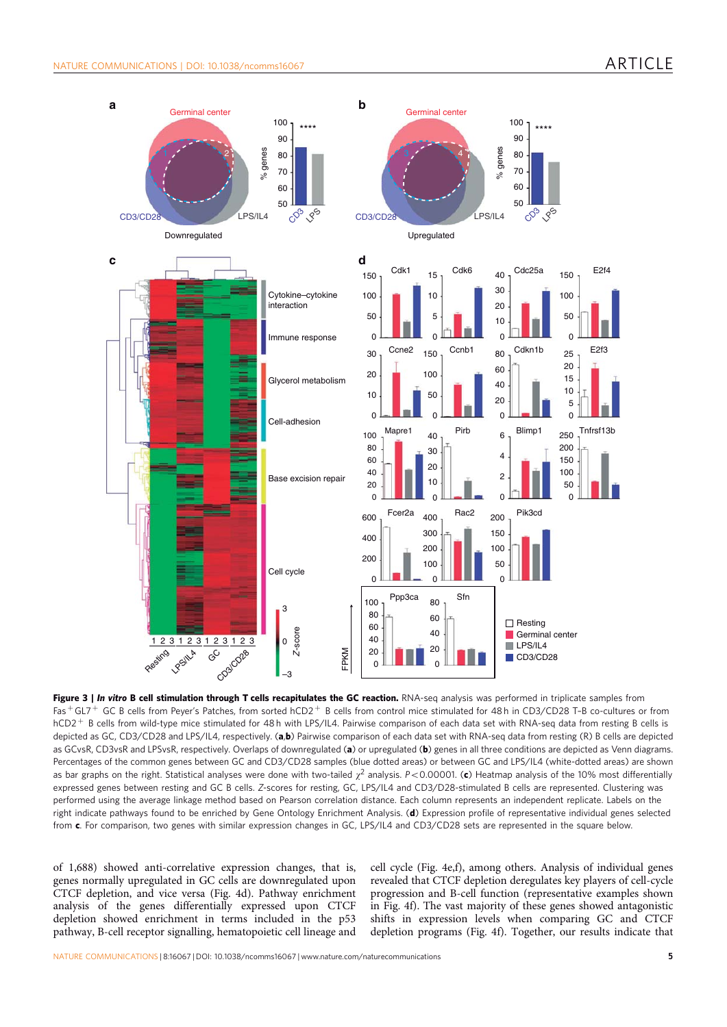**Figure 3 | *In vitro* B cell stimulation through T cells recapitulates the GC reaction.** RNA-seq analysis was performed in triplicate samples from $Fas^+ GL7^+$ GC B cells from Peyer's Patches, from sorted $hCD2^+$ B cells from control mice stimulated for 48 h in CD3/CD28 T–B co-cultures or from $hCD2^+$ B cells from wild-type mice stimulated for 48 h with LPS/IL4. Pairwise comparison of each data set with RNA-seq data from resting B cells is depicted as GC, CD3/CD28 and LPS/IL4, respectively. (**a**,**b**) Pairwise comparison of each data set with RNA-seq data from resting (R) B cells are depicted as GCvsR, CD3vsR and LPSvsR, respectively. Overlaps of downregulated (**a**) or upregulated (**b**) genes in all three conditions are depicted as Venn diagrams. Percentages of the common genes between GC and CD3/CD28 samples (blue dotted areas) or between GC and LPS/IL4 (white-dotted areas) are shown as bar graphs on the right. Statistical analyses were done with two-tailed $\chi^2$ analysis. $P < 0.00001$. (**c**) Heatmap analysis of the 10% most differentially expressed genes between resting and GC B cells. Z-scores for resting, GC, LPS/IL4 and CD3/CD28-stimulated B cells are represented. Clustering was performed using the average linkage method based on Pearson correlation distance. Each column represents an independent replicate. Labels on the right indicate pathways found to be enriched by Gene Ontology Enrichment Analysis. (**d**) Expression profile of representative individual genes selected from **c**. For comparison, two genes with similar expression changes in GC, LPS/IL4 and CD3/CD28 sets are represented in the square below.

of 1,688) showed anti-correlative expression changes, that is, genes normally upregulated in GC cells are downregulated upon CTCF depletion, and vice versa (Fig. 4d). Pathway enrichment analysis of the genes differentially expressed upon CTCF depletion showed enrichment in terms included in the p53 pathway, B-cell receptor signalling, hematopoietic cell lineage and cell cycle (Fig. 4e,f), among others. Analysis of individual genes revealed that CTCF depletion deregulates key players of cell-cycle progression and B-cell function (representative examples shown in Fig. 4f). The vast majority of these genes showed antagonistic shifts in expression levels when comparing GC and CTCF depletion programs (Fig. 4f). Together, our results indicate that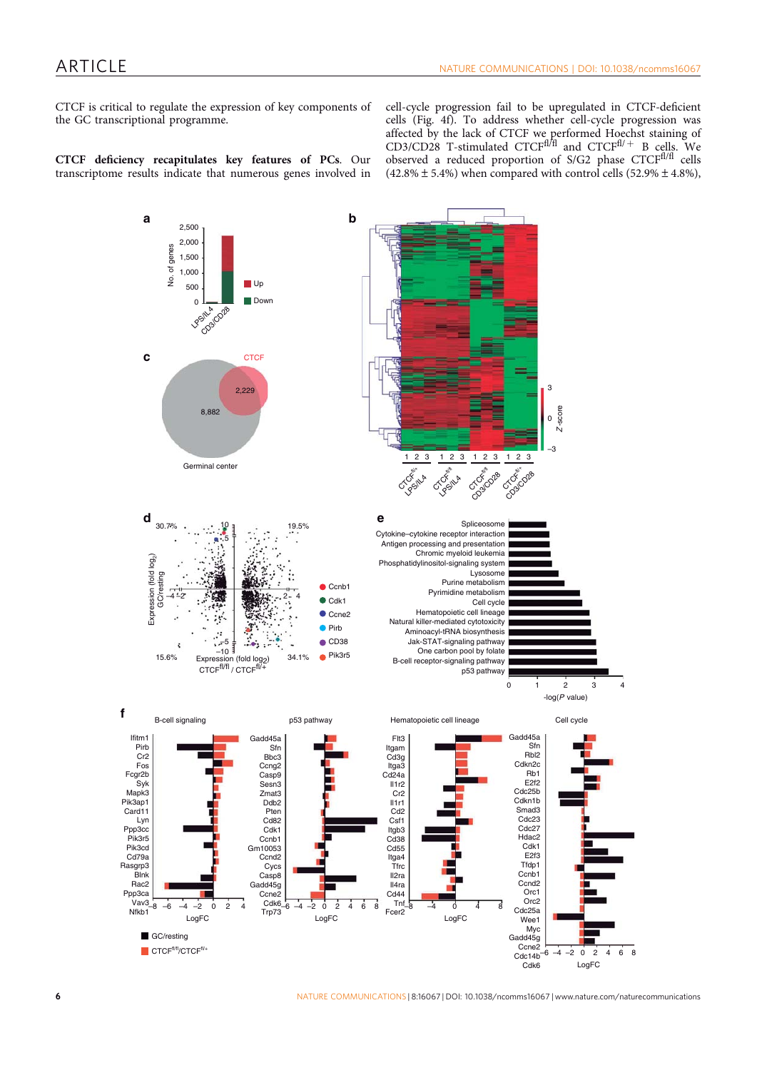CTCF is critical to regulate the expression of key components of the GC transcriptional programme.

**CTCF deficiency recapitulates key features of PCs.** Our transcriptome results indicate that numerous genes involved in cell-cycle progression fail to be upregulated in CTCF-deficient cells (Fig. 4f). To address whether cell-cycle progression was affected by the lack of CTCF we performed Hoechst staining of CD3/CD28 T-stimulated CTCF$^{fl/fl}$ and CTCF$^{fl/+}$ B cells. We observed a reduced proportion of S/G2 phase CTCF$^{fl/fl}$ cells (42.8% ± 5.4%) when compared with control cells (52.9% ± 4.8%),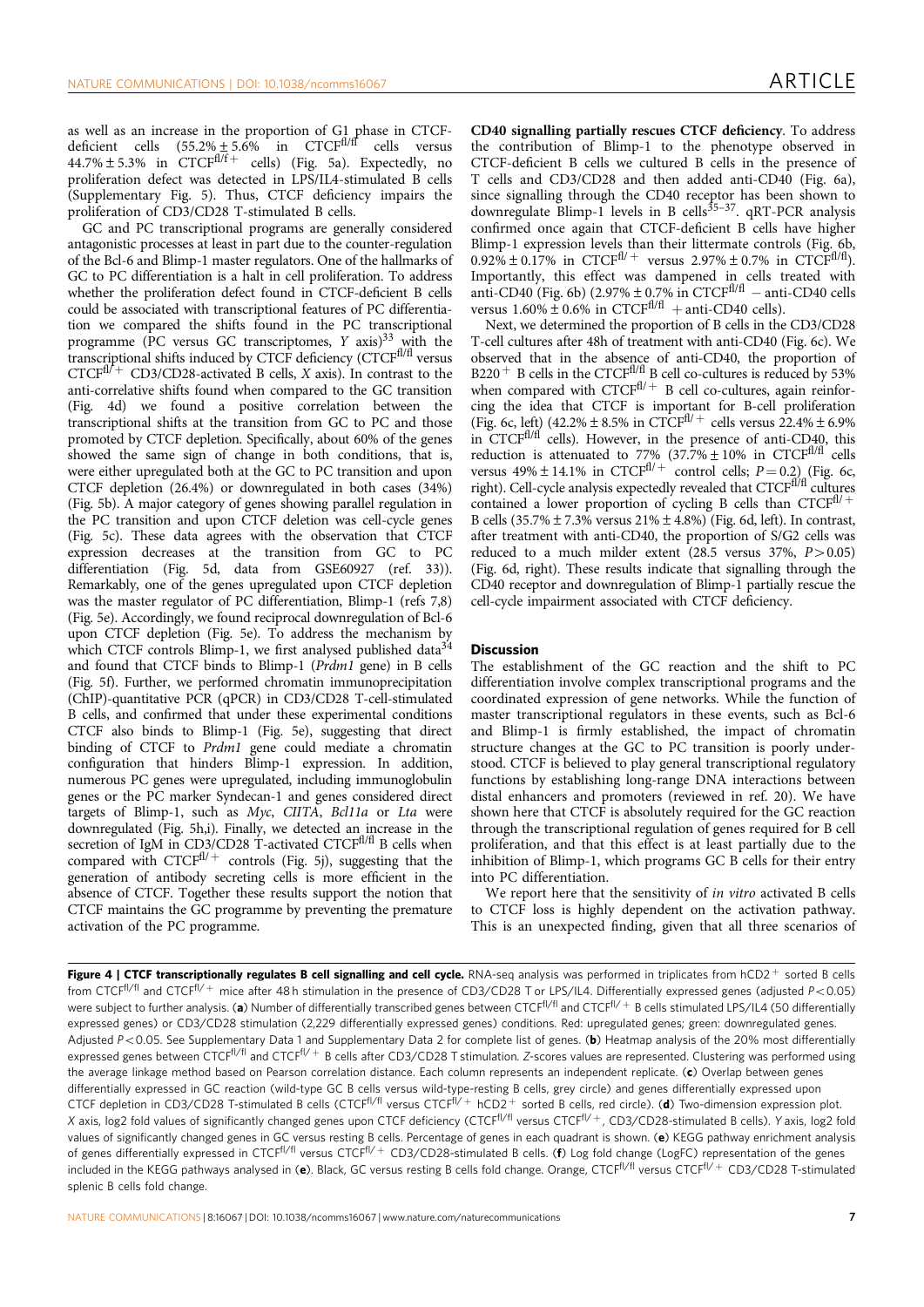as well as an increase in the proportion of G1 phase in CTCF-deficient cells (55.2% ± 5.6% in $CTCF^{fl/fl}$ cells versus 44.7% ± 5.3% in $CTCF^{fl/+}$ cells) (Fig. 5a). Expectedly, no proliferation defect was detected in LPS/IL4-stimulated B cells (Supplementary Fig. 5). Thus, CTCF deficiency impairs the proliferation of CD3/CD28 T-stimulated B cells.

GC and PC transcriptional programs are generally considered antagonistic processes at least in part due to the counter-regulation of the Bcl-6 and Blimp-1 master regulators. One of the hallmarks of GC to PC differentiation is a halt in cell proliferation. To address whether the proliferation defect found in CTCF-deficient B cells could be associated with transcriptional features of PC differentiation we compared the shifts found in the PC transcriptional programme (PC versus GC transcriptomes, *Y* axis)[33] with the transcriptional shifts induced by CTCF deficiency ($CTCF^{fl/fl}$ versus $CTCF^{fl/+}$ CD3/CD28-activated B cells, *X* axis). In contrast to the anti-correlative shifts found when compared to the GC transition (Fig. 4d) we found a positive correlation between the transcriptional shifts at the transition from GC to PC and those promoted by CTCF depletion. Specifically, about 60% of the genes showed the same sign of change in both conditions, that is, were either upregulated both at the GC to PC transition and upon CTCF depletion (26.4%) or downregulated in both cases (34%) (Fig. 5b). A major category of genes showing parallel regulation in the PC transition and upon CTCF deletion was cell-cycle genes (Fig. 5c). These data agrees with the observation that CTCF expression decreases at the transition from GC to PC differentiation (Fig. 5d, data from GSE60927 (ref. 33)). Remarkably, one of the genes upregulated upon CTCF depletion was the master regulator of PC differentiation, Blimp-1 (refs 7,8) (Fig. 5e). Accordingly, we found reciprocal downregulation of Bcl-6 upon CTCF depletion (Fig. 5e). To address the mechanism by which CTCF controls Blimp-1, we first analysed published data[34] and found that CTCF binds to Blimp-1 (*Prdm1* gene) in B cells (Fig. 5f). Further, we performed chromatin immunoprecipitation (ChIP)-quantitative PCR (qPCR) in CD3/CD28 T-cell-stimulated B cells, and confirmed that under these experimental conditions CTCF also binds to Blimp-1 (Fig. 5e), suggesting that direct binding of CTCF to *Prdm1* gene could mediate a chromatin configuration that hinders Blimp-1 expression. In addition, numerous PC genes were upregulated, including immunoglobulin genes or the PC marker Syndecan-1 and genes considered direct targets of Blimp-1, such as *Myc*, *CIITA*, *Bcl11a* or *Lta* were downregulated (Fig. 5h,i). Finally, we detected an increase in the secretion of IgM in CD3/CD28 T-activated $CTCF^{fl/fl}$ B cells when compared with $CTCF^{fl/+}$ controls (Fig. 5j), suggesting that the generation of antibody secreting cells is more efficient in the absence of CTCF. Together these results support the notion that CTCF maintains the GC programme by preventing the premature activation of the PC programme.

**CD40 signalling partially rescues CTCF deficiency**. To address the contribution of Blimp-1 to the phenotype observed in CTCF-deficient B cells we cultured B cells in the presence of T cells and CD3/CD28 and then added anti-CD40 (Fig. 6a), since signalling through the CD40 receptor has been shown to downregulate Blimp-1 levels in B cells[35–37]. qRT-PCR analysis confirmed once again that CTCF-deficient B cells have higher Blimp-1 expression levels than their littermate controls (Fig. 6b, 0.92% ± 0.17% in $CTCF^{fl/+}$ versus 2.97% ± 0.7% in $CTCF^{fl/fl}$). Importantly, this effect was dampened in cells treated with anti-CD40 (Fig. 6b) (2.97% ± 0.7% in $CTCF^{fl/fl}$ − anti-CD40 cells versus 1.60% ± 0.6% in $CTCF^{fl/fl}$ + anti-CD40 cells).

Next, we determined the proportion of B cells in the CD3/CD28 T-cell cultures after 48h of treatment with anti-CD40 (Fig. 6c). We observed that in the absence of anti-CD40, the proportion of $B220^+$ B cells in the $CTCF^{fl/fl}$ B cell co-cultures is reduced by 53% when compared with $CTCF^{fl/+}$ B cell co-cultures, again reinforcing the idea that CTCF is important for B-cell proliferation (Fig. 6c, left) (42.2% ± 8.5% in $CTCF^{fl/+}$ cells versus 22.4% ± 6.9% in $CTCF^{fl/fl}$ cells). However, in the presence of anti-CD40, this reduction is attenuated to 77% (37.7% ± 10% in $CTCF^{fl/fl}$ cells versus 49% ± 14.1% in $CTCF^{fl/+}$ control cells; $P = 0.2$) (Fig. 6c, right). Cell-cycle analysis expectedly revealed that $CTCF^{fl/fl}$ cultures contained a lower proportion of cycling B cells than $CTCF^{fl/+}$ B cells (35.7% ± 7.3% versus 21% ± 4.8%) (Fig. 6d, left). In contrast, after treatment with anti-CD40, the proportion of S/G2 cells was reduced to a much milder extent (28.5 versus 37%, $P > 0.05$) (Fig. 6d, right). These results indicate that signalling through the CD40 receptor and downregulation of Blimp-1 partially rescue the cell-cycle impairment associated with CTCF deficiency.

## Discussion

The establishment of the GC reaction and the shift to PC differentiation involve complex transcriptional programs and the coordinated expression of gene networks. While the function of master transcriptional regulators in these events, such as Bcl-6 and Blimp-1 is firmly established, the impact of chromatin structure changes at the GC to PC transition is poorly understood. CTCF is believed to play general transcriptional regulatory functions by establishing long-range DNA interactions between distal enhancers and promoters (reviewed in ref. 20). We have shown here that CTCF is absolutely required for the GC reaction through the transcriptional regulation of genes required for B cell proliferation, and that this effect is at least partially due to the inhibition of Blimp-1, which programs GC B cells for their entry into PC differentiation.

We report here that the sensitivity of *in vitro* activated B cells to CTCF loss is highly dependent on the activation pathway. This is an unexpected finding, given that all three scenarios of

**Figure 4 | CTCF transcriptionally regulates B cell signalling and cell cycle.** RNA-seq analysis was performed in triplicates from $hCD2^+$ sorted B cells from $CTCF^{fl/fl}$ and $CTCF^{fl/+}$ mice after 48 h stimulation in the presence of CD3/CD28 T or LPS/IL4. Differentially expressed genes (adjusted $P < 0.05$) were subject to further analysis. (**a**) Number of differentially transcribed genes between $CTCF^{fl/fl}$ and $CTCF^{fl/+}$ B cells stimulated LPS/IL4 (50 differentially expressed genes) or CD3/CD28 stimulation (2,229 differentially expressed genes) conditions. Red: upregulated genes; green: downregulated genes. Adjusted $P < 0.05$. See Supplementary Data 1 and Supplementary Data 2 for complete list of genes. (**b**) Heatmap analysis of the 20% most differentially expressed genes between $CTCF^{fl/fl}$ and $CTCF^{fl/+}$ B cells after CD3/CD28 T stimulation. *Z*-scores values are represented. Clustering was performed using the average linkage method based on Pearson correlation distance. Each column represents an independent replicate. (**c**) Overlap between genes differentially expressed in GC reaction (wild-type GC B cells versus wild-type-resting B cells, grey circle) and genes differentially expressed upon CTCF depletion in CD3/CD28 T-stimulated B cells ($CTCF^{fl/fl}$ versus $CTCF^{fl/+}$ $hCD2^+$ sorted B cells, red circle). (**d**) Two-dimension expression plot. *X* axis, log2 fold values of significantly changed genes upon CTCF deficiency ($CTCF^{fl/fl}$ versus $CTCF^{fl/+}$, CD3/CD28-stimulated B cells). *Y* axis, log2 fold values of significantly changed genes in GC versus resting B cells. Percentage of genes in each quadrant is shown. (**e**) KEGG pathway enrichment analysis of genes differentially expressed in $CTCF^{fl/fl}$ versus $CTCF^{fl/+}$ CD3/CD28-stimulated B cells. (**f**) Log fold change (LogFC) representation of the genes included in the KEGG pathways analysed in (**e**). Black, GC versus resting B cells fold change. Orange, $CTCF^{fl/fl}$ versus $CTCF^{fl/+}$ CD3/CD28 T-stimulated splenic B cells fold change.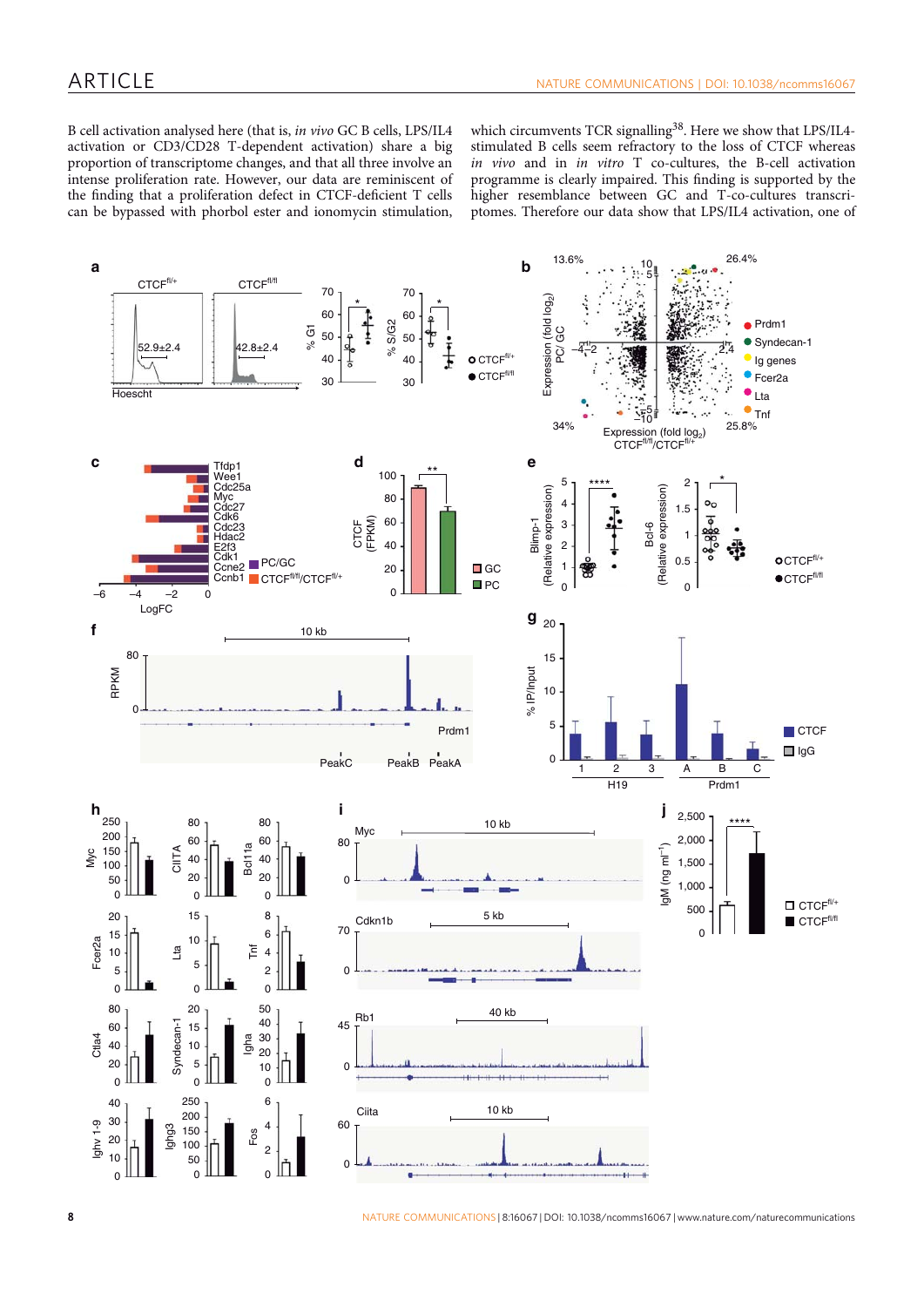B cell activation analysed here (that is, *in vivo* GC B cells, LPS/IL4 activation or CD3/CD28 T-dependent activation) share a big proportion of transcriptome changes, and that all three involve an intense proliferation rate. However, our data are reminiscent of the finding that a proliferation defect in CTCF-deficient T cells can be bypassed with phorbol ester and ionomycin stimulation, which circumvents TCR signalling[38]. Here we show that LPS/IL4-stimulated B cells seem refractory to the loss of CTCF whereas *in vivo* and in *in vitro* T co-cultures, the B-cell activation programme is clearly impaired. This finding is supported by the higher resemblance between GC and T-co-cultures transcriptomes. Therefore our data show that LPS/IL4 activation, one of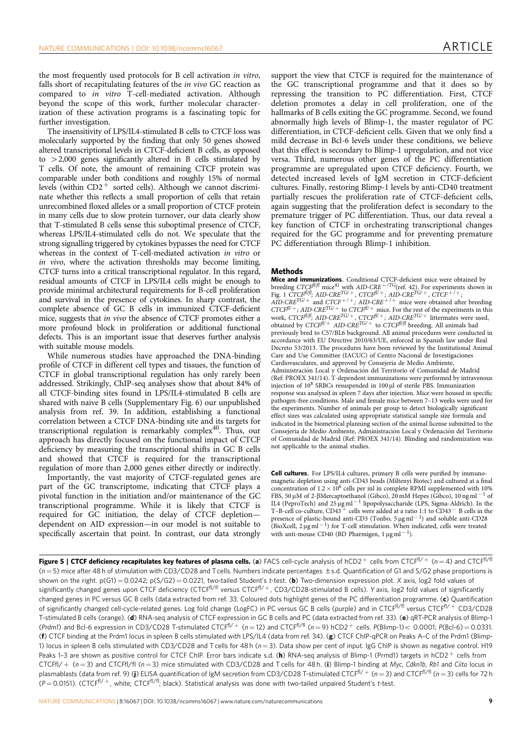the most frequently used protocols for B cell activation *in vitro*, falls short of recapitulating features of the *in vivo* GC reaction as compared to *in vitro* T-cell-mediated activation. Although beyond the scope of this work, further molecular characterization of these activation programs is a fascinating topic for further investigation.

The insensitivity of LPS/IL4-stimulated B cells to CTCF loss was molecularly supported by the finding that only 50 genes showed altered transcriptional levels in CTCF-deficient B cells, as opposed to >2,000 genes significantly altered in B cells stimulated by T cells. Of note, the amount of remaining CTCF protein was comparable under both conditions and roughly 15% of normal levels (within $CD2^+$ sorted cells). Although we cannot discriminate whether this reflects a small proportion of cells that retain unrecombined floxed alleles or a small proportion of CTCF protein in many cells due to slow protein turnover, our data clearly show that T-stimulated B cells sense this suboptimal presence of CTCF, whereas LPS/IL4-stimulated cells do not. We speculate that the strong signalling triggered by cytokines bypasses the need for CTCF whereas in the context of T-cell-mediated activation *in vitro* or *in vivo*, where the activation thresholds may become limiting, CTCF turns into a critical transcriptional regulator. In this regard, residual amounts of CTCF in LPS/IL4 cells might be enough to provide minimal architectural requirements for B-cell proliferation and survival in the presence of cytokines. In sharp contrast, the complete absence of GC B cells in immunized CTCF-deficient mice, suggests that *in vivo* the absence of CTCF promotes either a more profound block in proliferation or additional functional defects. This is an important issue that deserves further analysis with suitable mouse models.

While numerous studies have approached the DNA-binding profile of CTCF in different cell types and tissues, the function of CTCF in global transcriptional regulation has only rarely been addressed. Strikingly, ChIP-seq analyses show that about 84% of all CTCF-binding sites found in LPS/IL4-stimulated B cells are shared with naive B cells (Supplementary Fig. 6) our unpublished analysis from ref. 39. In addition, establishing a functional correlation between a CTCF DNA-binding site and its targets for transcriptional regulation is remarkably complex[40]. Thus, our approach has directly focused on the functional impact of CTCF deficiency by measuring the transcriptional shifts in GC B cells and showed that CTCF is required for the transcriptional regulation of more than 2,000 genes either directly or indirectly.

Importantly, the vast majority of CTCF-regulated genes are part of the GC transcriptome, indicating that CTCF plays a pivotal function in the initiation and/or maintenance of the GC transcriptional programme. While it is likely that CTCF is required for GC initiation, the delay of CTCF depletion—dependent on AID expression—in our model is not suitable to specifically ascertain that point. In contrast, our data strongly support the view that CTCF is required for the maintenance of the GC transcriptional programme and that it does so by repressing the transition to PC differentiation. First, CTCF deletion promotes a delay in cell proliferation, one of the hallmarks of B cells exiting the GC programme. Second, we found abnormally high levels of Blimp-1, the master regulator of PC differentiation, in CTCF-deficient cells. Given that we only find a mild decrease in Bcl-6 levels under these conditions, we believe that this effect is secondary to Blimp-1 upregulation, and not vice versa. Third, numerous other genes of the PC differentiation programme are upregulated upon CTCF deficiency. Fourth, we detected increased levels of IgM secretion in CTCF-deficient cultures. Finally, restoring Blimp-1 levels by anti-CD40 treatment partially rescues the proliferation rate of CTCF-deficient cells, again suggesting that the proliferation defect is secondary to the premature trigger of PC differentiation. Thus, our data reveal a key function of CTCF in orchestrating transcriptional changes required for the GC programme and for preventing premature PC differentiation through Blimp-1 inhibition.

## Methods

**Mice and immunizations.** Conditional CTCF-deficient mice were obtained by breeding $CTCF^{fl/fl}$ mice[41] with $AID\text{-}CRE^{+/TG}$(ref. 42). For experiments shown in Fig. 1 $CTCF^{fl/fl}$; $AID\text{-}CRE^{TG/+}$, $CTCF^{fl/+}$; $AID\text{-}CRE^{TG/+}$, $CTCF^{+/+}$; $AID\text{-}CRE^{TG/+}$ and $CTCF^{+/+}$; $AID\text{-}CRE^{+/+}$ mice were obtained after breeding $CTCF^{fl/+}$; $AID\text{-}CRE^{TG/+}$ to $CTCF^{fl/+}$ mice. For the rest of the experiments in this work, $CTCF^{fl/fl}$; $AID\text{-}CRE^{TG/+}$, $CTCF^{fl/+}$; $AID\text{-}CRE^{TG/+}$ littermates were used, obtained by $CTCF^{fl/+}$ $AID\text{-}CRE^{TG/+}$ to $CTCF^{fl/fl}$ breeding. All animals had previously bred to C57/BL6 background. All animal procedures were conducted in accordance with EU Directive 2010/63/UE, enforced in Spanish law under Real Decreto 53/2013. The procedures have been reviewed by the Institutional Animal Care and Use Committee (IACUC) of Centro Nacional de Investigaciones Cardiovasculares, and approved by Consejeria de Medio Ambiente, Administración Local y Ordenación del Territorio of Comunidad de Madrid (Ref: PROEX 341/14). T-dependent immunizations were performed by intravenous injection of $10^8$ SRBCs resuspended in 100 µl of sterile PBS. Immunization response was analysed in spleen 7 days after injection. Mice were housed in specific pathogen-free conditions. Male and female mice between 7–13 weeks were used for the experiments. Number of animals per group to detect biologically significant effect sizes was calculated using appropriate statistical sample size formula and indicated in the biometrical planning section of the animal license submitted to the Consejeria de Medio Ambiente, Administración Local y Ordenación del Territorio of Comunidad de Madrid (Ref: PROEX 341/14). Blinding and randomization was not applicable to the animal studies.

**Cell cultures.** For LPS/IL4 cultures, primary B cells were purified by immunomagnetic depletion using anti-CD43 beads (Miltenyi Biotec) and cultured at a final concentration of $1.2 \times 10^6$ cells per ml in complete RPMI supplemented with 10% FBS, 50 µM of 2-βMercaptoethanol (Gibco), 20 mM Hepes (Gibco), 10 ng ml$^{-1}$ of IL4 (PeproTech) and 25 µg ml$^{-1}$ lipopolysaccharide (LPS, Sigma-Aldrich). In the T–B-cell co-culture, $CD43^+$ cells were added at a ratio 1:1 to $CD43^-$ B cells in the presence of plastic-bound anti-CD3 (Tonbo, 5 µg ml$^{-1}$) and soluble anti-CD28 (BioXcell, 2 µg ml$^{-1}$) for T-cell stimulation. When indicated, cells were treated with anti-mouse CD40 (BD Pharmigen, 1 µg ml$^{-1}$).

**Figure 5 | CTCF deficiency recapitulates key features of plasma cells.** (**a**) FACS cell-cycle analysis of $hCD2^+$ cells from $CTCF^{fl/+}$ ($n = 4$) and $CTCF^{fl/fl}$ ($n = 5$) mice after 48 h of stimulation with CD3/CD28 and T cells. Numbers indicate percentages ± s.d. Quantification of G1 and S/G2 phase proportions is shown on the right. $p(G1) = 0.0242$; $p(S/G2) = 0.0221$, two-tailed Student's *t*-test. (**b**) Two-dimension expression plot. *X* axis, log2 fold values of significantly changed genes upon CTCF deficiency ($CTCF^{fl/fl}$ versus $CTCF^{fl/+}$, CD3/CD28-stimulated B cells). *Y* axis, log2 fold values of significantly changed genes in PC versus GC B cells (data extracted from ref. 33. Coloured dots highlight genes of the PC differentiation programme. (**c**) Quantification of significantly changed cell-cycle-related genes. Log fold change (LogFC) in PC versus GC B cells (purple) and in $CTCF^{fl/fl}$ versus $CTCF^{fl/+}$ CD3/CD28 T-stimulated B cells (orange). (**d**) RNA-seq analysis of CTCF expression in GC B cells and PC (data extracted from ref. 33). (**e**) qRT-PCR analysis of Blimp-1 (*Prdm1*) and Bcl-6 expression in CD3/CD28 T-stimulated $CTCF^{fl/+}$ ($n = 12$) and $CTCF^{fl/fl}$ ($n = 9$) $hCD2^+$ cells. $P(\text{Blimp-1}) < 0.0001$; $P(\text{Bcl-6}) = 0.0331$. (**f**) CTCF binding at the Prdm1 locus in spleen B cells stimulated with LPS/IL4 (data from ref. 34). (**g**) CTCF ChIP-qPCR on Peaks A–C of the Prdm1 (Blimp-1) locus in spleen B cells stimulated with CD3/CD28 and T cells for 48 h ($n = 3$). Data show per cent of input. IgG ChIP is shown as negative control. H19 Peaks 1–3 are shown as positive control for CTCF ChIP. Error bars indicate s.d. (**h**) RNA-seq analysis of Blimp-1 (Prmd1) targets in $hCD2^+$ cells from CTCFfl/+ ($n = 3$) and CTCFfl/fl ($n = 3$) mice stimulated with CD3/CD28 and T cells for 48 h. (**i**) Blimp-1 binding at *Myc*, *Cdkn1b*, *Rb1* and *Ciita* locus in plasmablasts (data from ref. 9) (**j**) ELISA quantification of IgM secretion from CD3/CD28 T-stimulated $CTCF^{fl/+}$ ($n = 3$) and $CTCF^{fl/fl}$ ($n = 3$) cells for 72 h ($P = 0.0151$). ($CTCF^{fl/+}$, white; $CTCF^{fl/fl}$; black). Statistical analysis was done with two-tailed unpaired Student's *t*-test.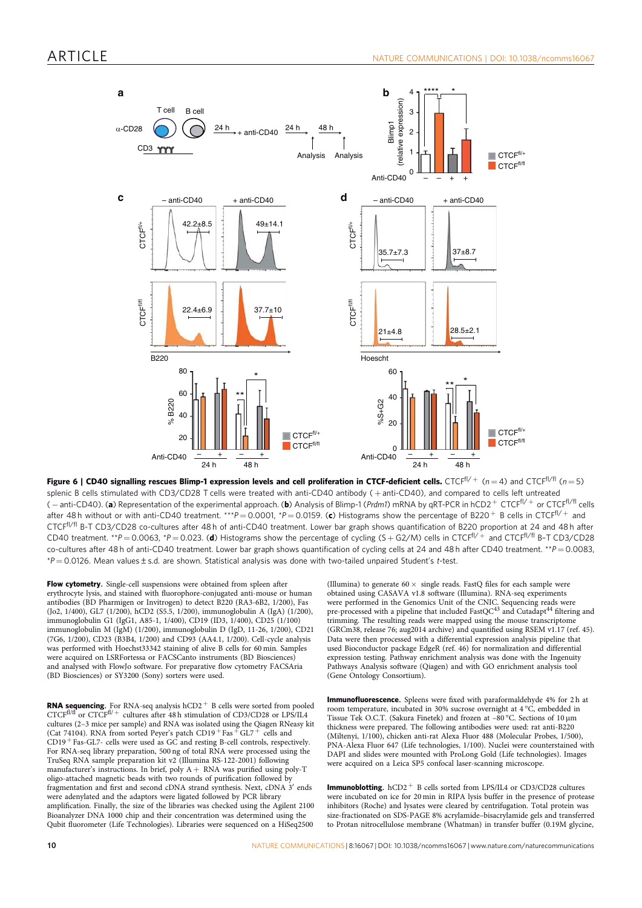**Figure 6 | CD40 signalling rescues Blimp-1 expression levels and cell proliferation in CTCF-deficient cells.** CTCF$^{fl/+}$ ($n=4$) and CTCF$^{fl/fl}$ ($n=5$) splenic B cells stimulated with CD3/CD28 T cells were treated with anti-CD40 antibody (+anti-CD40), and compared to cells left untreated (− anti-CD40). (**a**) Representation of the experimental approach. (**b**) Analysis of Blimp-1 (*Prdm1*) mRNA by qRT-PCR in hCD2$^{+}$ CTCF$^{fl/+}$ or CTCF$^{fl/fl}$ cells after 48 h without or with anti-CD40 treatment. ***$P=0.0001$, *$P=0.0159$. (**c**) Histograms show the percentage of B220$^{+}$ B cells in CTCF$^{fl/+}$ and CTCF$^{fl/fl}$ B-T CD3/CD28 co-cultures after 48 h of anti-CD40 treatment. Lower bar graph shows quantification of B220 proportion at 24 and 48 h after CD40 treatment. **$P=0.0063$, *$P=0.023$. (**d**) Histograms show the percentage of cycling (S + G2/M) cells in CTCF$^{fl/+}$ and CTCF$^{fl/fl}$ B-T CD3/CD28 co-cultures after 48 h of anti-CD40 treatment. Lower bar graph shows quantification of cycling cells at 24 and 48 h after CD40 treatment. **$P=0.0083$, *$P=0.0126$. Mean values ± s.d. are shown. Statistical analysis was done with two-tailed unpaired Student's *t*-test.

**Flow cytometry.** Single-cell suspensions were obtained from spleen after erythrocyte lysis, and stained with fluorophore-conjugated anti-mouse or human antibodies (BD Pharmigen or Invitrogen) to detect B220 (RA3-6B2, 1/200), Fas (Jo2, 1/400), GL7 (1/200), hCD2 (S5.5, 1/200), immunoglobulin A (IgA) (1/200), immunoglobulin G1 (IgG1, A85-1, 1/400), CD19 (ID3, 1/400), CD25 (1/100) immunoglobulin M (IgM) (1/200), immunoglobulin D (IgD, 11-26, 1/200), CD21 (7G6, 1/200), CD23 (B3B4, 1/200) and CD93 (AA4.1, 1/200). Cell-cycle analysis was performed with Hoechst33342 staining of alive B cells for 60 min. Samples were acquired on LSRFortessa or FACSCanto instruments (BD Biosciences) and analysed with FlowJo software. For preparative flow cytometry FACSAria (BD Biosciences) or SY3200 (Sony) sorters were used.

**RNA sequencing.** For RNA-seq analysis hCD2$^{+}$ B cells were sorted from pooled CTCF$^{fl/fl}$ or CTCF$^{fl/+}$ cultures after 48 h stimulation of CD3/CD28 or LPS/IL4 cultures (2–3 mice per sample) and RNA was isolated using the Qiagen RNeasy kit (Cat 74104). RNA from sorted Peyer's patch CD19$^{+}$Fas$^{+}$GL7$^{+}$ cells and CD19$^{+}$Fas-GL7- cells were used as GC and resting B-cell controls, respectively. For RNA-seq library preparation, 500 ng of total RNA were processed using the TruSeq RNA sample preparation kit v2 (Illumina RS-122-2001) following manufacturer's instructions. In brief, poly A+ RNA was purified using poly-T oligo-attached magnetic beads with two rounds of purification followed by fragmentation and first and second cDNA strand synthesis. Next, cDNA 3′ ends were adenylated and the adaptors were ligated followed by PCR library amplification. Finally, the size of the libraries was checked using the Agilent 2100 Bioanalyzer DNA 1000 chip and their concentration was determined using the Qubit fluorometer (Life Technologies). Libraries were sequenced on a HiSeq2500 (Illumina) to generate 60 × single reads. FastQ files for each sample were obtained using CASAVA v1.8 software (Illumina). RNA-seq experiments were performed in the Genomics Unit of the CNIC. Sequencing reads were pre-processed with a pipeline that included FastQC[43] and Cutadapt[44] filtering and trimming. The resulting reads were mapped using the mouse transcriptome (GRCm38, release 76; aug2014 archive) and quantified using RSEM v1.17 (ref. 45). Data were then processed with a differential expression analysis pipeline that used Bioconductor package EdgeR (ref. 46) for normalization and differential expression testing. Pathway enrichment analysis was done with the Ingenuity Pathways Analysis software (Qiagen) and with GO enrichment analysis tool (Gene Ontology Consortium).

**Immunofluorescence.** Spleens were fixed with paraformaldehyde 4% for 2 h at room temperature, incubated in 30% sucrose overnight at 4 °C, embedded in Tissue Tek O.C.T. (Sakura Finetek) and frozen at −80 °C. Sections of 10 μm thickness were prepared. The following antibodies were used: rat anti-B220 (Miltenyi, 1/100), chicken anti-rat Alexa Fluor 488 (Molecular Probes, 1/500), PNA-Alexa Fluor 647 (Life technologies, 1/100). Nuclei were counterstained with DAPI and slides were mounted with ProLong Gold (Life technologies). Images were acquired on a Leica SP5 confocal laser-scanning microscope.

**Immunoblotting.** hCD2$^{+}$ B cells sorted from LPS/IL4 or CD3/CD28 cultures were incubated on ice for 20 min in RIPA lysis buffer in the presence of protease inhibitors (Roche) and lysates were cleared by centrifugation. Total protein was size-fractionated on SDS-PAGE 8% acrylamide–bisacrylamide gels and transferred to Protan nitrocellulose membrane (Whatman) in transfer buffer (0.19M glycine,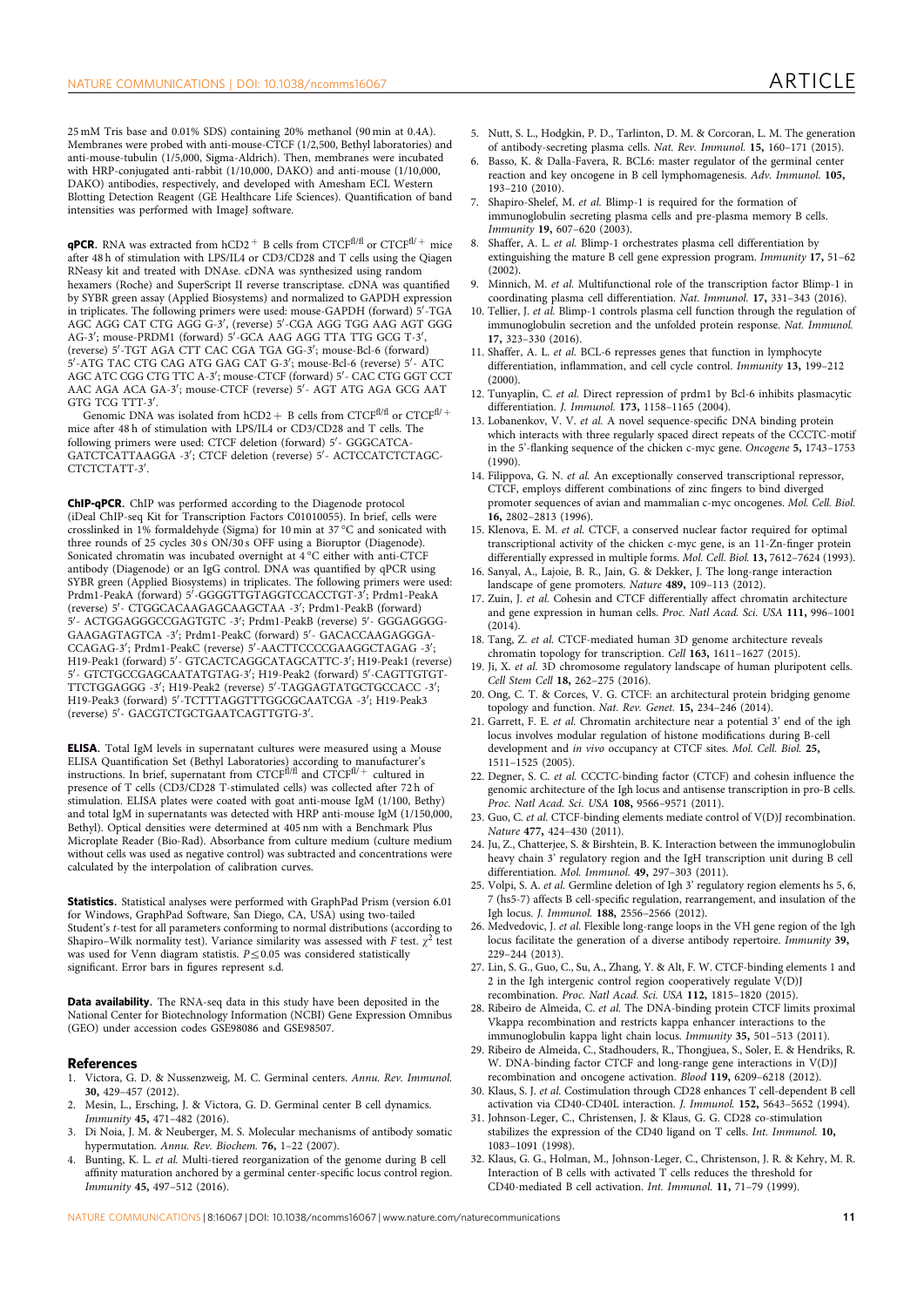25 mM Tris base and 0.01% SDS) containing 20% methanol (90 min at 0.4A). Membranes were probed with anti-mouse-CTCF (1/2,500, Bethyl laboratories) and anti-mouse-tubulin (1/5,000, Sigma-Aldrich). Then, membranes were incubated with HRP-conjugated anti-rabbit (1/10,000, DAKO) and anti-mouse (1/10,000, DAKO) antibodies, respectively, and developed with Amesham ECL Western Blotting Detection Reagent (GE Healthcare Life Sciences). Quantification of band intensities was performed with ImageJ software.

**qPCR**. RNA was extracted from hCD2$^+$ B cells from CTCF$^{fl/fl}$ or CTCF$^{fl/+}$ mice after 48 h of stimulation with LPS/IL4 or CD3/CD28 and T cells using the Qiagen RNeasy kit and treated with DNAse. cDNA was synthesized using random hexamers (Roche) and SuperScript II reverse transcriptase. cDNA was quantified by SYBR green assay (Applied Biosystems) and normalized to GAPDH expression in triplicates. The following primers were used: mouse-GAPDH (forward) 5′-TGA AGC AGG CAT CTG AGG G-3′, (reverse) 5′-CGA AGG TGG AAG AGT GGG AG-3′; mouse-PRDM1 (forward) 5′-GCA AAG AGG TTA TTG GCG T-3′, (reverse) 5′-TGT AGA CTT CAC CGA TGA GG-3′; mouse-Bcl-6 (forward) 5′-ATG TAC CTG CAG ATG GAG CAT G-3′; mouse-Bcl-6 (reverse) 5′- ATC AGC ATC CGG CTG TTC A-3′; mouse-CTCF (forward) 5′- CAC CTG GGT CCT AAC AGA ACA GA-3′; mouse-CTCF (reverse) 5′- AGT ATG AGA GCG AAT GTG TCG TTT-3′.

Genomic DNA was isolated from hCD2+ B cells from CTCF$^{fl/fl}$ or CTCF$^{fl/+}$ mice after 48 h of stimulation with LPS/IL4 or CD3/CD28 and T cells. The following primers were used: CTCF deletion (forward) 5′- GGGCATCA-GATCTCATTAAGGA -3′; CTCF deletion (reverse) 5′- ACTCCATCTCTAGC-CTCTCTATT-3′.

**ChIP-qPCR**. ChIP was performed according to the Diagenode protocol (iDeal ChIP-seq Kit for Transcription Factors C01010055). In brief, cells were crosslinked in 1% formaldehyde (Sigma) for 10 min at 37 °C and sonicated with three rounds of 25 cycles 30 s ON/30 s OFF using a Bioruptor (Diagenode). Sonicated chromatin was incubated overnight at 4 °C either with anti-CTCF antibody (Diagenode) or an IgG control. DNA was quantified by qPCR using SYBR green (Applied Biosystems) in triplicates. The following primers were used: Prdm1-PeakA (forward) 5′-GGGGTTGTAGGTCCACCTGT-3′; Prdm1-PeakA (reverse) 5′- CTGGCACAAGAGCAAGCTAA -3′; Prdm1-PeakB (forward) 5′- ACTGGAGGGCCGAGTGTC -3′; Prdm1-PeakB (reverse) 5′- GGGAGGGG-GAAGAGTAGTCA -3′; Prdm1-PeakC (forward) 5′- GACACCAAGAGGGA-CCAGAG-3′; Prdm1-PeakC (reverse) 5′-AACTTCCCCGAAGGCTAGAG -3′; H19-Peak1 (forward) 5′- GTCACTCAGGCATAGCATTC-3′; H19-Peak1 (reverse) 5′- GTCTGCCGAGCAATATGTAG-3′; H19-Peak2 (forward) 5′-CAGTTGTGT-TTCTGGAGGG -3′; H19-Peak2 (reverse) 5′-TAGGAGTATGCTGCCACC -3′; H19-Peak3 (forward) 5′-TCTTTAGGTTTGGCGCAATCGA -3′; H19-Peak3 (reverse) 5′- GACGTCTGCTGAATCAGTTGTG-3′.

**ELISA**. Total IgM levels in supernatant cultures were measured using a Mouse ELISA Quantification Set (Bethyl Laboratories) according to manufacturer's instructions. In brief, supernatant from CTCF$^{fl/fl}$ and CTCF$^{fl/+}$ cultured in presence of T cells (CD3/CD28 T-stimulated cells) was collected after 72 h of stimulation. ELISA plates were coated with goat anti-mouse IgM (1/100, Bethy) and total IgM in supernatants was detected with HRP anti-mouse IgM (1/150,000, Bethyl). Optical densities were determined at 405 nm with a Benchmark Plus Microplate Reader (Bio-Rad). Absorbance from culture medium (culture medium without cells was used as negative control) was subtracted and concentrations were calculated by the interpolation of calibration curves.

**Statistics**. Statistical analyses were performed with GraphPad Prism (version 6.01 for Windows, GraphPad Software, San Diego, CA, USA) using two-tailed Student's *t*-test for all parameters conforming to normal distributions (according to Shapiro–Wilk normality test). Variance similarity was assessed with *F* test. $\chi^2$ test was used for Venn diagram statistics. $P \leq 0.05$ was considered statistically significant. Error bars in figures represent s.d.

**Data availability**. The RNA-seq data in this study have been deposited in the National Center for Biotechnology Information (NCBI) Gene Expression Omnibus (GEO) under accession codes GSE98086 and GSE98507.

## References

1. Victora, G. D. & Nussenzweig, M. C. Germinal centers. *Annu. Rev. Immunol.* **30,** 429–457 (2012).
2. Mesin, L., Ersching, J. & Victora, G. D. Germinal center B cell dynamics. *Immunity* **45,** 471–482 (2016).
3. Di Noia, J. M. & Neuberger, M. S. Molecular mechanisms of antibody somatic hypermutation. *Annu. Rev. Biochem.* **76,** 1–22 (2007).
4. Bunting, K. L. *et al.* Multi-tiered reorganization of the genome during B cell affinity maturation anchored by a germinal center-specific locus control region. *Immunity* **45,** 497–512 (2016).
5. Nutt, S. L., Hodgkin, P. D., Tarlinton, D. M. & Corcoran, L. M. The generation of antibody-secreting plasma cells. *Nat. Rev. Immunol.* **15,** 160–171 (2015).
6. Basso, K. & Dalla-Favera, R. BCL6: master regulator of the germinal center reaction and key oncogene in B cell lymphomagenesis. *Adv. Immunol.* **105,** 193–210 (2010).
7. Shapiro-Shelef, M. *et al.* Blimp-1 is required for the formation of immunoglobulin secreting plasma cells and pre-plasma memory B cells. *Immunity* **19,** 607–620 (2003).
8. Shaffer, A. L. *et al.* Blimp-1 orchestrates plasma cell differentiation by extinguishing the mature B cell gene expression program. *Immunity* **17,** 51–62 (2002).
9. Minnich, M. *et al.* Multifunctional role of the transcription factor Blimp-1 in coordinating plasma cell differentiation. *Nat. Immunol.* **17,** 331–343 (2016).
10. Tellier, J. *et al.* Blimp-1 controls plasma cell function through the regulation of immunoglobulin secretion and the unfolded protein response. *Nat. Immunol.* **17,** 323–330 (2016).
11. Shaffer, A. L. *et al.* BCL-6 represses genes that function in lymphocyte differentiation, inflammation, and cell cycle control. *Immunity* **13,** 199–212 (2000).
12. Tunyaplin, C. *et al.* Direct repression of prdm1 by Bcl-6 inhibits plasmacytic differentiation. *J. Immunol.* **173,** 1158–1165 (2004).
13. Lobanenkov, V. V. *et al.* A novel sequence-specific DNA binding protein which interacts with three regularly spaced direct repeats of the CCCTC-motif in the 5′-flanking sequence of the chicken c-myc gene. *Oncogene* **5,** 1743–1753 (1990).
14. Filippova, G. N. *et al.* An exceptionally conserved transcriptional repressor, CTCF, employs different combinations of zinc fingers to bind diverged promoter sequences of avian and mammalian c-myc oncogenes. *Mol. Cell. Biol.* **16,** 2802–2813 (1996).
15. Klenova, E. M. *et al.* CTCF, a conserved nuclear factor required for optimal transcriptional activity of the chicken c-myc gene, is an 11-Zn-finger protein differentially expressed in multiple forms. *Mol. Cell. Biol.* **13,** 7612–7624 (1993).
16. Sanyal, A., Lajoie, B. R., Jain, G. & Dekker, J. The long-range interaction landscape of gene promoters. *Nature* **489,** 109–113 (2012).
17. Zuin, J. *et al.* Cohesin and CTCF differentially affect chromatin architecture and gene expression in human cells. *Proc. Natl Acad. Sci. USA* **111,** 996–1001 (2014).
18. Tang, Z. *et al.* CTCF-mediated human 3D genome architecture reveals chromatin topology for transcription. *Cell* **163,** 1611–1627 (2015).
19. Ji, X. *et al.* 3D chromosome regulatory landscape of human pluripotent cells. *Cell Stem Cell* **18,** 262–275 (2016).
20. Ong, C. T. & Corces, V. G. CTCF: an architectural protein bridging genome topology and function. *Nat. Rev. Genet.* **15,** 234–246 (2014).
21. Garrett, F. E. *et al.* Chromatin architecture near a potential 3′ end of the igh locus involves modular regulation of histone modifications during B-cell development and *in vivo* occupancy at CTCF sites. *Mol. Cell. Biol.* **25,** 1511–1525 (2005).
22. Degner, S. C. *et al.* CCCTC-binding factor (CTCF) and cohesin influence the genomic architecture of the Igh locus and antisense transcription in pro-B cells. *Proc. Natl Acad. Sci. USA* **108,** 9566–9571 (2011).
23. Guo, C. *et al.* CTCF-binding elements mediate control of V(D)J recombination. *Nature* **477,** 424–430 (2011).
24. Ju, Z., Chatterjee, S. & Birshtein, B. K. Interaction between the immunoglobulin heavy chain 3′ regulatory region and the IgH transcription unit during B cell differentiation. *Mol. Immunol.* **49,** 297–303 (2011).
25. Volpi, S. A. *et al.* Germline deletion of Igh 3′ regulatory region elements hs 5, 6, 7 (hs5-7) affects B cell-specific regulation, rearrangement, and insulation of the Igh locus. *J. Immunol.* **188,** 2556–2566 (2012).
26. Medvedovic, J. *et al.* Flexible long-range loops in the VH gene region of the Igh locus facilitate the generation of a diverse antibody repertoire. *Immunity* **39,** 229–244 (2013).
27. Lin, S. G., Guo, C., Su, A., Zhang, Y. & Alt, F. W. CTCF-binding elements 1 and 2 in the Igh intergenic control region cooperatively regulate V(D)J recombination. *Proc. Natl Acad. Sci. USA* **112,** 1815–1820 (2015).
28. Ribeiro de Almeida, C. *et al.* The DNA-binding protein CTCF limits proximal Vkappa recombination and restricts kappa enhancer interactions to the immunoglobulin kappa light chain locus. *Immunity* **35,** 501–513 (2011).
29. Ribeiro de Almeida, C., Stadhouders, R., Thongjuea, S., Soler, E. & Hendriks, R. W. DNA-binding factor CTCF and long-range gene interactions in V(D)J recombination and oncogene activation. *Blood* **119,** 6209–6218 (2012).
30. Klaus, S. J. *et al.* Costimulation through CD28 enhances T cell-dependent B cell activation via CD40-CD40L interaction. *J. Immunol.* **152,** 5643–5652 (1994).
31. Johnson-Leger, C., Christensen, J. & Klaus, G. G. CD28 co-stimulation stabilizes the expression of the CD40 ligand on T cells. *Int. Immunol.* **10,** 1083–1091 (1998).
32. Klaus, G. G., Holman, M., Johnson-Leger, C., Christenson, J. R. & Kehry, M. R. Interaction of B cells with activated T cells reduces the threshold for CD40-mediated B cell activation. *Int. Immunol.* **11,** 71–79 (1999).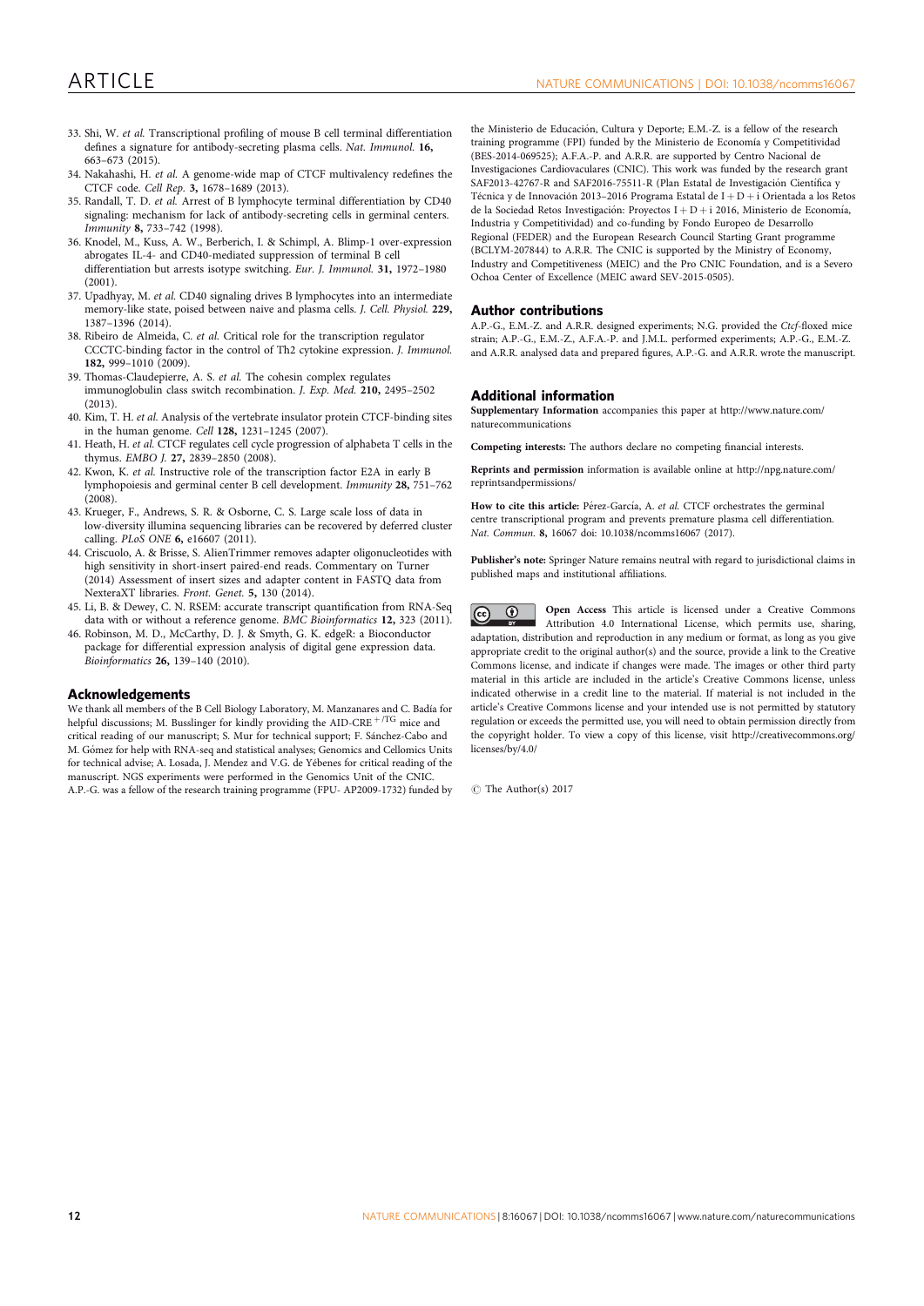33. Shi, W. *et al.* Transcriptional profiling of mouse B cell terminal differentiation defines a signature for antibody-secreting plasma cells. *Nat. Immunol.* **16,** 663–673 (2015).
34. Nakahashi, H. *et al.* A genome-wide map of CTCF multivalency redefines the CTCF code. *Cell Rep.* **3,** 1678–1689 (2013).
35. Randall, T. D. *et al.* Arrest of B lymphocyte terminal differentiation by CD40 signaling: mechanism for lack of antibody-secreting cells in germinal centers. *Immunity* **8,** 733–742 (1998).
36. Knodel, M., Kuss, A. W., Berberich, I. & Schimpl, A. Blimp-1 over-expression abrogates IL-4- and CD40-mediated suppression of terminal B cell differentiation but arrests isotype switching. *Eur. J. Immunol.* **31,** 1972–1980 (2001).
37. Upadhyay, M. *et al.* CD40 signaling drives B lymphocytes into an intermediate memory-like state, poised between naive and plasma cells. *J. Cell. Physiol.* **229,** 1387–1396 (2014).
38. Ribeiro de Almeida, C. *et al.* Critical role for the transcription regulator CCCTC-binding factor in the control of Th2 cytokine expression. *J. Immunol.* **182,** 999–1010 (2009).
39. Thomas-Claudepierre, A. S. *et al.* The cohesin complex regulates immunoglobulin class switch recombination. *J. Exp. Med.* **210,** 2495–2502 (2013).
40. Kim, T. H. *et al.* Analysis of the vertebrate insulator protein CTCF-binding sites in the human genome. *Cell* **128,** 1231–1245 (2007).
41. Heath, H. *et al.* CTCF regulates cell cycle progression of alphabeta T cells in the thymus. *EMBO J.* **27,** 2839–2850 (2008).
42. Kwon, K. *et al.* Instructive role of the transcription factor E2A in early B lymphopoiesis and germinal center B cell development. *Immunity* **28,** 751–762 (2008).
43. Krueger, F., Andrews, S. R. & Osborne, C. S. Large scale loss of data in low-diversity illumina sequencing libraries can be recovered by deferred cluster calling. *PLoS ONE* **6,** e16607 (2011).
44. Criscuolo, A. & Brisse, S. AlienTrimmer removes adapter oligonucleotides with high sensitivity in short-insert paired-end reads. Commentary on Turner (2014) Assessment of insert sizes and adapter content in FASTQ data from NexteraXT libraries. *Front. Genet.* **5,** 130 (2014).
45. Li, B. & Dewey, C. N. RSEM: accurate transcript quantification from RNA-Seq data with or without a reference genome. *BMC Bioinformatics* **12,** 323 (2011).
46. Robinson, M. D., McCarthy, D. J. & Smyth, G. K. edgeR: a Bioconductor package for differential expression analysis of digital gene expression data. *Bioinformatics* **26,** 139–140 (2010).

## Acknowledgements

We thank all members of the B Cell Biology Laboratory, M. Manzanares and C. Badía for helpful discussions; M. Busslinger for kindly providing the AID-CRE$^{+/TG}$ mice and critical reading of our manuscript; S. Mur for technical support; F. Sánchez-Cabo and M. Gómez for help with RNA-seq and statistical analyses; Genomics and Cellomics Units for technical advise; A. Losada, J. Mendez and V.G. de Yébenes for critical reading of the manuscript. NGS experiments were performed in the Genomics Unit of the CNIC. A.P.-G. was a fellow of the research training programme (FPU- AP2009-1732) funded by the Ministerio de Educación, Cultura y Deporte; E.M.-Z. is a fellow of the research training programme (FPI) funded by the Ministerio de Economía y Competitividad (BES-2014-069525); A.F.A.-P. and A.R.R. are supported by Centro Nacional de Investigaciones Cardiovaculares (CNIC). This work was funded by the research grant SAF2013-42767-R and SAF2016-75511-R (Plan Estatal de Investigación Científica y Técnica y de Innovación 2013–2016 Programa Estatal de I + D + i Orientada a los Retos de la Sociedad Retos Investigación: Proyectos I + D + i 2016, Ministerio de Economía, Industria y Competitividad) and co-funding by Fondo Europeo de Desarrollo Regional (FEDER) and the European Research Council Starting Grant programme (BCLYM-207844) to A.R.R. The CNIC is supported by the Ministry of Economy, Industry and Competitiveness (MEIC) and the Pro CNIC Foundation, and is a Severo Ochoa Center of Excellence (MEIC award SEV-2015-0505).

## Author contributions

A.P.-G., E.M.-Z. and A.R.R. designed experiments; N.G. provided the *Ctcf*-floxed mice strain; A.P.-G., E.M.-Z., A.F.A.-P. and J.M.L. performed experiments; A.P.-G., E.M.-Z. and A.R.R. analysed data and prepared figures, A.P.-G. and A.R.R. wrote the manuscript.

## Additional information

**Supplementary Information** accompanies this paper at http://www.nature.com/naturecommunications

**Competing interests:** The authors declare no competing financial interests.

**Reprints and permission** information is available online at http://npg.nature.com/reprintsandpermissions/

**How to cite this article:** Pérez-García, A. *et al.* CTCF orchestrates the germinal centre transcriptional program and prevents premature plasma cell differentiation. *Nat. Commun.* **8,** 16067 doi: 10.1038/ncomms16067 (2017).

**Publisher's note:** Springer Nature remains neutral with regard to jurisdictional claims in published maps and institutional affiliations.

**Open Access** This article is licensed under a Creative Commons Attribution 4.0 International License, which permits use, sharing, adaptation, distribution and reproduction in any medium or format, as long as you give appropriate credit to the original author(s) and the source, provide a link to the Creative Commons license, and indicate if changes were made. The images or other third party material in this article are included in the article's Creative Commons license, unless indicated otherwise in a credit line to the material. If material is not included in the article's Creative Commons license and your intended use is not permitted by statutory regulation or exceeds the permitted use, you will need to obtain permission directly from the copyright holder. To view a copy of this license, visit http://creativecommons.org/licenses/by/4.0/

© The Author(s) 2017